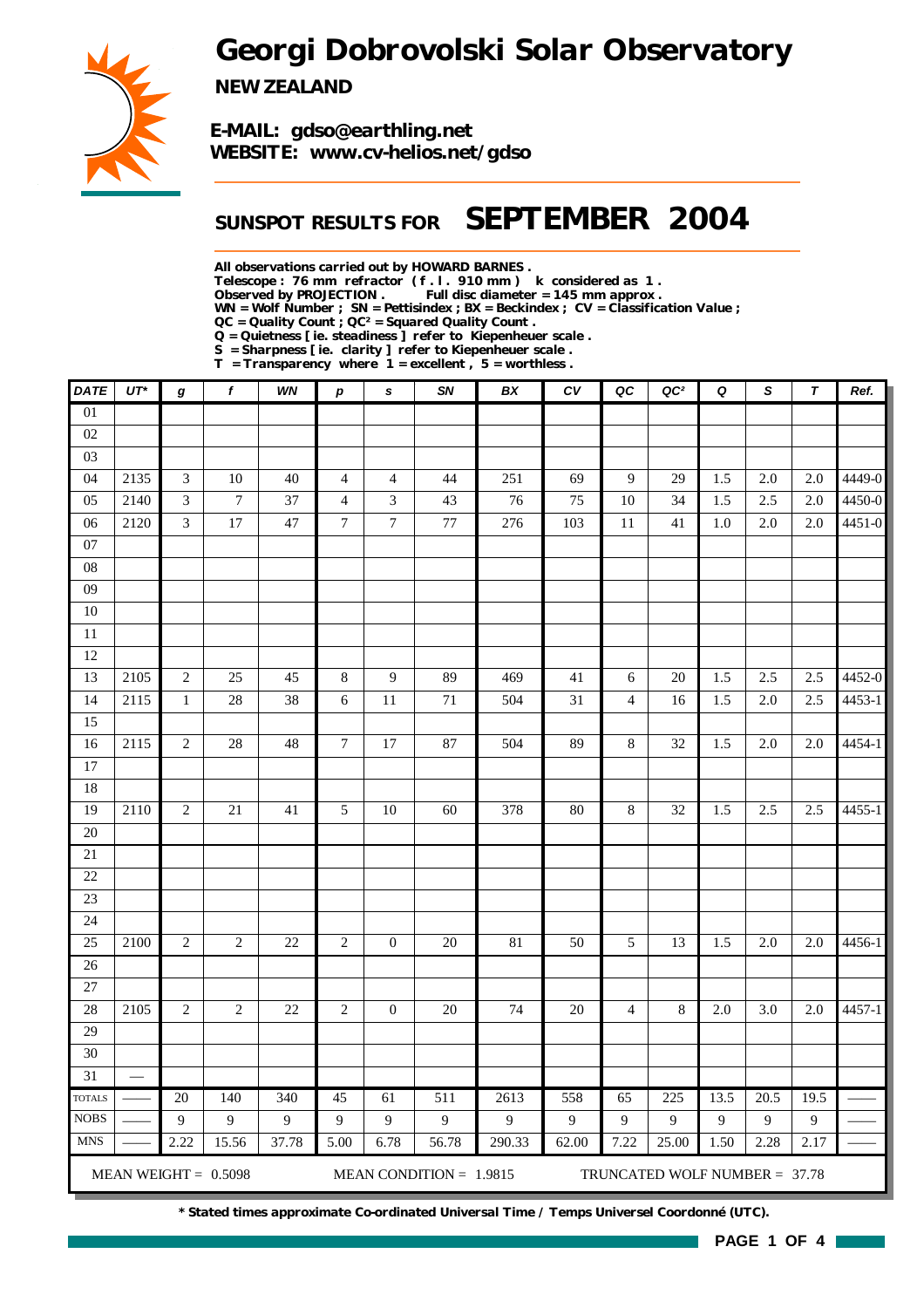# Georgi Dobrovolski Solar Observatory

**NEW ZEALAND**

**E-MAIL: gdso@earthling.net**
**WEBSITE: www.cv-helios.net/gdso**

## SUNSPOT RESULTS FOR SEPTEMBER 2004

**All observations carried out by HOWARD BARNES .**
**Telescope : 76 mm refractor ( f . l . 910 mm ) k considered as 1 .**
**Observed by PROJECTION . Full disc diameter = 145 mm approx .**
**WN = Wolf Number ; SN = Pettisindex ; BX = Beckindex ; CV = Classification Value ;**
**QC = Quality Count ; QC² = Squared Quality Count .**
**Q = Quietness [ ie. steadiness ] refer to Kiepenheuer scale .**
**S = Sharpness [ ie. clarity ] refer to Kiepenheuer scale .**
**T = Transparency where 1 = excellent , 5 = worthless .**

| DATE | UT* | g | f | WN | p | s | SN | BX | CV | QC | QC² | Q | S | T | Ref. |
|---|---|---|---|---|---|---|---|---|---|---|---|---|---|---|---|
| 01 | | | | | | | | | | | | | | | |
| 02 | | | | | | | | | | | | | | | |
| 03 | | | | | | | | | | | | | | | |
| 04 | 2135 | 3 | 10 | 40 | 4 | 4 | 44 | 251 | 69 | 9 | 29 | 1.5 | 2.0 | 2.0 | 4449-0 |
| 05 | 2140 | 3 | 7 | 37 | 4 | 3 | 43 | 76 | 75 | 10 | 34 | 1.5 | 2.5 | 2.0 | 4450-0 |
| 06 | 2120 | 3 | 17 | 47 | 7 | 7 | 77 | 276 | 103 | 11 | 41 | 1.0 | 2.0 | 2.0 | 4451-0 |
| 07 | | | | | | | | | | | | | | | |
| 08 | | | | | | | | | | | | | | | |
| 09 | | | | | | | | | | | | | | | |
| 10 | | | | | | | | | | | | | | | |
| 11 | | | | | | | | | | | | | | | |
| 12 | | | | | | | | | | | | | | | |
| 13 | 2105 | 2 | 25 | 45 | 8 | 9 | 89 | 469 | 41 | 6 | 20 | 1.5 | 2.5 | 2.5 | 4452-0 |
| 14 | 2115 | 1 | 28 | 38 | 6 | 11 | 71 | 504 | 31 | 4 | 16 | 1.5 | 2.0 | 2.5 | 4453-1 |
| 15 | | | | | | | | | | | | | | | |
| 16 | 2115 | 2 | 28 | 48 | 7 | 17 | 87 | 504 | 89 | 8 | 32 | 1.5 | 2.0 | 2.0 | 4454-1 |
| 17 | | | | | | | | | | | | | | | |
| 18 | | | | | | | | | | | | | | | |
| 19 | 2110 | 2 | 21 | 41 | 5 | 10 | 60 | 378 | 80 | 8 | 32 | 1.5 | 2.5 | 2.5 | 4455-1 |
| 20 | | | | | | | | | | | | | | | |
| 21 | | | | | | | | | | | | | | | |
| 22 | | | | | | | | | | | | | | | |
| 23 | | | | | | | | | | | | | | | |
| 24 | | | | | | | | | | | | | | | |
| 25 | 2100 | 2 | 2 | 22 | 2 | 0 | 20 | 81 | 50 | 5 | 13 | 1.5 | 2.0 | 2.0 | 4456-1 |
| 26 | | | | | | | | | | | | | | | |
| 27 | | | | | | | | | | | | | | | |
| 28 | 2105 | 2 | 2 | 22 | 2 | 0 | 20 | 74 | 20 | 4 | 8 | 2.0 | 3.0 | 2.0 | 4457-1 |
| 29 | | | | | | | | | | | | | | | |
| 30 | | | | | | | | | | | | | | | |
| 31 | — | | | | | | | | | | | | | | |
| TOTALS | —— | 20 | 140 | 340 | 45 | 61 | 511 | 2613 | 558 | 65 | 225 | 13.5 | 20.5 | 19.5 | —— |
| NOBS | —— | 9 | 9 | 9 | 9 | 9 | 9 | 9 | 9 | 9 | 9 | 9 | 9 | 9 | —— |
| MNS | —— | 2.22 | 15.56 | 37.78 | 5.00 | 6.78 | 56.78 | 290.33 | 62.00 | 7.22 | 25.00 | 1.50 | 2.28 | 2.17 | —— |

MEAN WEIGHT = 0.5098 MEAN CONDITION = 1.9815 TRUNCATED WOLF NUMBER = 37.78

**\* Stated times approximate Co-ordinated Universal Time / Temps Universel Coordonné (UTC).**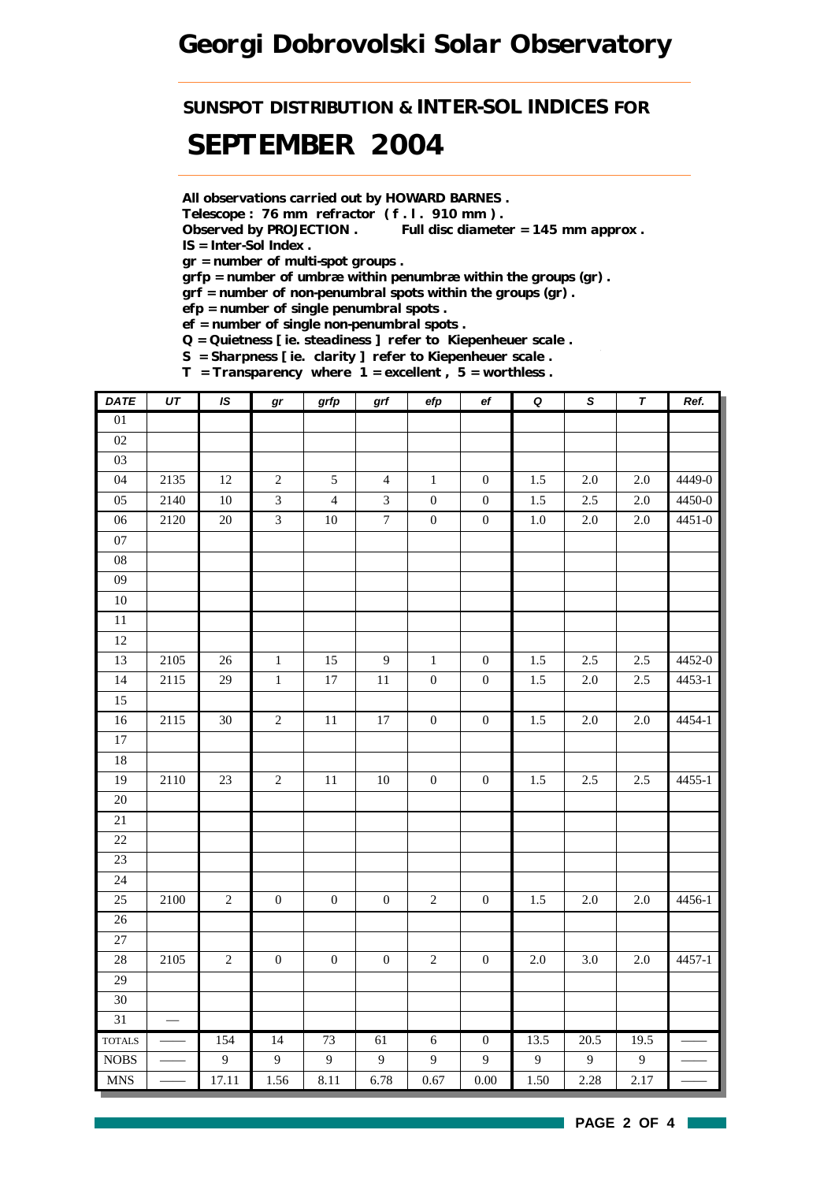# Georgi Dobrovolski Solar Observatory

## SUNSPOT DISTRIBUTION & INTER-SOL INDICES FOR

# SEPTEMBER 2004

**All observations carried out by HOWARD BARNES .**
**Telescope : 76 mm refractor ( f . l . 910 mm ) .**
**Observed by PROJECTION .  Full disc diameter = 145 mm approx .**
**IS = Inter-Sol Index .**
**gr = number of multi-spot groups .**
**grfp = number of umbræ within penumbræ within the groups (gr) .**
**grf = number of non-penumbral spots within the groups (gr) .**
**efp = number of single penumbral spots .**
**ef = number of single non-penumbral spots .**
**Q = Quietness [ ie. steadiness ] refer to Kiepenheuer scale .**
**S = Sharpness [ ie. clarity ] refer to Kiepenheuer scale .**
**T = Transparency where 1 = excellent , 5 = worthless .**

| DATE | UT | IS | gr | grfp | grf | efp | ef | Q | S | T | Ref. |
|---|---|---|---|---|---|---|---|---|---|---|---|
| 01 | | | | | | | | | | | |
| 02 | | | | | | | | | | | |
| 03 | | | | | | | | | | | |
| 04 | 2135 | 12 | 2 | 5 | 4 | 1 | 0 | 1.5 | 2.0 | 2.0 | 4449-0 |
| 05 | 2140 | 10 | 3 | 4 | 3 | 0 | 0 | 1.5 | 2.5 | 2.0 | 4450-0 |
| 06 | 2120 | 20 | 3 | 10 | 7 | 0 | 0 | 1.0 | 2.0 | 2.0 | 4451-0 |
| 07 | | | | | | | | | | | |
| 08 | | | | | | | | | | | |
| 09 | | | | | | | | | | | |
| 10 | | | | | | | | | | | |
| 11 | | | | | | | | | | | |
| 12 | | | | | | | | | | | |
| 13 | 2105 | 26 | 1 | 15 | 9 | 1 | 0 | 1.5 | 2.5 | 2.5 | 4452-0 |
| 14 | 2115 | 29 | 1 | 17 | 11 | 0 | 0 | 1.5 | 2.0 | 2.5 | 4453-1 |
| 15 | | | | | | | | | | | |
| 16 | 2115 | 30 | 2 | 11 | 17 | 0 | 0 | 1.5 | 2.0 | 2.0 | 4454-1 |
| 17 | | | | | | | | | | | |
| 18 | | | | | | | | | | | |
| 19 | 2110 | 23 | 2 | 11 | 10 | 0 | 0 | 1.5 | 2.5 | 2.5 | 4455-1 |
| 20 | | | | | | | | | | | |
| 21 | | | | | | | | | | | |
| 22 | | | | | | | | | | | |
| 23 | | | | | | | | | | | |
| 24 | | | | | | | | | | | |
| 25 | 2100 | 2 | 0 | 0 | 0 | 2 | 0 | 1.5 | 2.0 | 2.0 | 4456-1 |
| 26 | | | | | | | | | | | |
| 27 | | | | | | | | | | | |
| 28 | 2105 | 2 | 0 | 0 | 0 | 2 | 0 | 2.0 | 3.0 | 2.0 | 4457-1 |
| 29 | | | | | | | | | | | |
| 30 | | | | | | | | | | | |
| 31 | — | | | | | | | | | | |
| TOTALS | —— | 154 | 14 | 73 | 61 | 6 | 0 | 13.5 | 20.5 | 19.5 | —— |
| NOBS | —— | 9 | 9 | 9 | 9 | 9 | 9 | 9 | 9 | 9 | —— |
| MNS | —— | 17.11 | 1.56 | 8.11 | 6.78 | 0.67 | 0.00 | 1.50 | 2.28 | 2.17 | —— |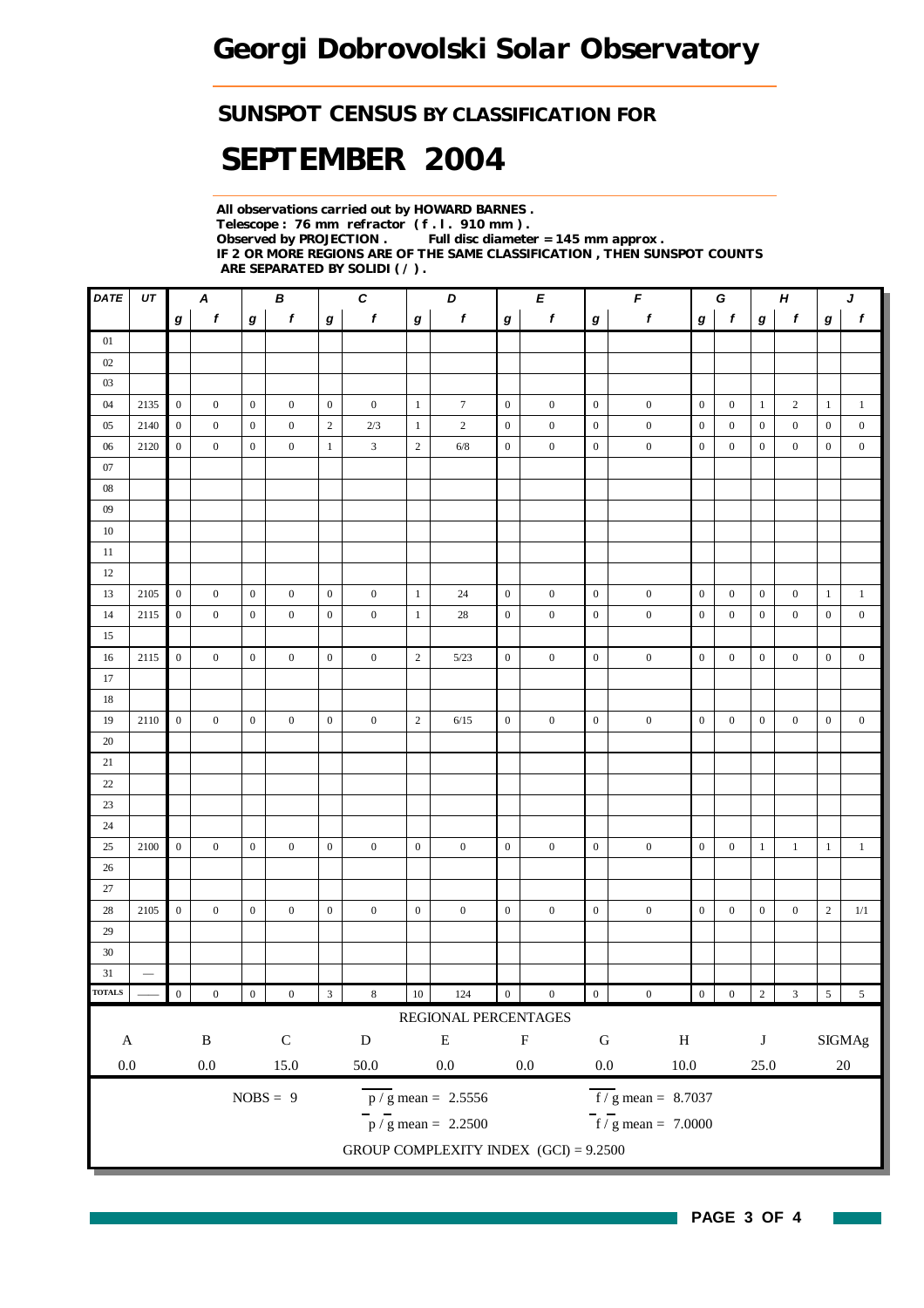# Georgi Dobrovolski Solar Observatory

## SUNSPOT CENSUS BY CLASSIFICATION FOR

# SEPTEMBER 2004

**All observations carried out by HOWARD BARNES .**
**Telescope : 76 mm refractor ( f . l . 910 mm ) .**
**Observed by PROJECTION . Full disc diameter = 145 mm approx .**
**IF 2 OR MORE REGIONS ARE OF THE SAME CLASSIFICATION , THEN SUNSPOT COUNTS ARE SEPARATED BY SOLIDI ( / ) .**

| DATE | UT | A | | B | | C | | D | | E | | F | | G | | H | | J | |
|---|---|---|---|---|---|---|---|---|---|---|---|---|---|---|---|---|---|---|---|
| | | g | f | g | f | g | f | g | f | g | f | g | f | g | f | g | f | g | f |
| 01 | | | | | | | | | | | | | | | | | | | |
| 02 | | | | | | | | | | | | | | | | | | | |
| 03 | | | | | | | | | | | | | | | | | | | |
| 04 | 2135 | 0 | 0 | 0 | 0 | 0 | 0 | 1 | 7 | 0 | 0 | 0 | 0 | 0 | 0 | 1 | 2 | 1 | 1 |
| 05 | 2140 | 0 | 0 | 0 | 0 | 2 | 2/3 | 1 | 2 | 0 | 0 | 0 | 0 | 0 | 0 | 0 | 0 | 0 | 0 |
| 06 | 2120 | 0 | 0 | 0 | 0 | 1 | 3 | 2 | 6/8 | 0 | 0 | 0 | 0 | 0 | 0 | 0 | 0 | 0 | 0 |
| 07 | | | | | | | | | | | | | | | | | | | |
| 08 | | | | | | | | | | | | | | | | | | | |
| 09 | | | | | | | | | | | | | | | | | | | |
| 10 | | | | | | | | | | | | | | | | | | | |
| 11 | | | | | | | | | | | | | | | | | | | |
| 12 | | | | | | | | | | | | | | | | | | | |
| 13 | 2105 | 0 | 0 | 0 | 0 | 0 | 0 | 1 | 24 | 0 | 0 | 0 | 0 | 0 | 0 | 0 | 0 | 1 | 1 |
| 14 | 2115 | 0 | 0 | 0 | 0 | 0 | 0 | 1 | 28 | 0 | 0 | 0 | 0 | 0 | 0 | 0 | 0 | 0 | 0 |
| 15 | | | | | | | | | | | | | | | | | | | |
| 16 | 2115 | 0 | 0 | 0 | 0 | 0 | 0 | 2 | 5/23 | 0 | 0 | 0 | 0 | 0 | 0 | 0 | 0 | 0 | 0 |
| 17 | | | | | | | | | | | | | | | | | | | |
| 18 | | | | | | | | | | | | | | | | | | | |
| 19 | 2110 | 0 | 0 | 0 | 0 | 0 | 0 | 2 | 6/15 | 0 | 0 | 0 | 0 | 0 | 0 | 0 | 0 | 0 | 0 |
| 20 | | | | | | | | | | | | | | | | | | | |
| 21 | | | | | | | | | | | | | | | | | | | |
| 22 | | | | | | | | | | | | | | | | | | | |
| 23 | | | | | | | | | | | | | | | | | | | |
| 24 | | | | | | | | | | | | | | | | | | | |
| 25 | 2100 | 0 | 0 | 0 | 0 | 0 | 0 | 0 | 0 | 0 | 0 | 0 | 0 | 0 | 0 | 1 | 1 | 1 | 1 |
| 26 | | | | | | | | | | | | | | | | | | | |
| 27 | | | | | | | | | | | | | | | | | | | |
| 28 | 2105 | 0 | 0 | 0 | 0 | 0 | 0 | 0 | 0 | 0 | 0 | 0 | 0 | 0 | 0 | 0 | 0 | 2 | 1/1 |
| 29 | | | | | | | | | | | | | | | | | | | |
| 30 | | | | | | | | | | | | | | | | | | | |
| 31 | — | | | | | | | | | | | | | | | | | | |
| TOTALS | —— | 0 | 0 | 0 | 0 | 3 | 8 | 10 | 124 | 0 | 0 | 0 | 0 | 0 | 0 | 2 | 3 | 5 | 5 |

REGIONAL PERCENTAGES

| A | B | C | D | E | F | G | H | J | SIGMAg |
|---|---|---|---|---|---|---|---|---|---|
| 0.0 | 0.0 | 15.0 | 50.0 | 0.0 | 0.0 | 0.0 | 10.0 | 25.0 | 20 |

NOBS = 9

$\overline{p}/\overline{g}$ mean = 2.5556

$\overline{f}/\overline{g}$ mean = 8.7037

$\overline{p}/\overline{g}$ mean = 2.2500

$\overline{f}/\overline{g}$ mean = 7.0000

GROUP COMPLEXITY INDEX (GCI) = 9.2500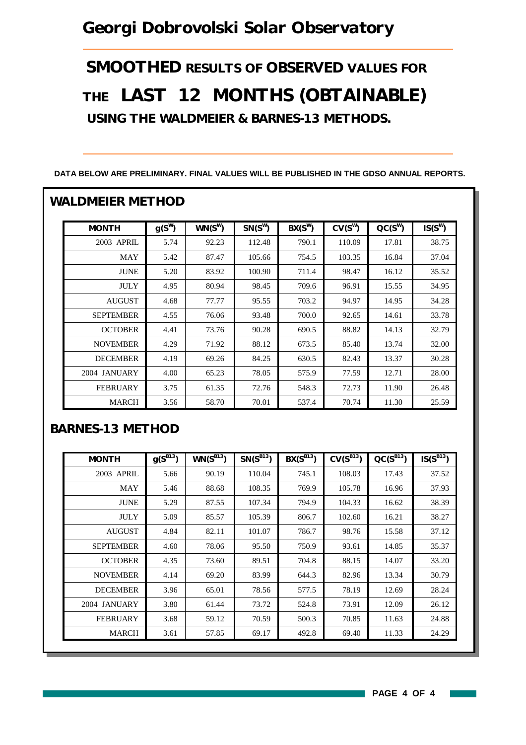# Georgi Dobrovolski Solar Observatory

## SMOOTHED RESULTS OF OBSERVED VALUES FOR THE LAST 12 MONTHS (OBTAINABLE) USING THE WALDMEIER & BARNES-13 METHODS.

**DATA BELOW ARE PRELIMINARY. FINAL VALUES WILL BE PUBLISHED IN THE GDSO ANNUAL REPORTS.**

### WALDMEIER METHOD

| MONTH | $g(S^W)$ | $WN(S^W)$ | $SN(S^W)$ | $BX(S^W)$ | $CV(S^W)$ | $QC(S^W)$ | $IS(S^W)$ |
|---|---|---|---|---|---|---|---|
| 2003 APRIL | 5.74 | 92.23 | 112.48 | 790.1 | 110.09 | 17.81 | 38.75 |
| MAY | 5.42 | 87.47 | 105.66 | 754.5 | 103.35 | 16.84 | 37.04 |
| JUNE | 5.20 | 83.92 | 100.90 | 711.4 | 98.47 | 16.12 | 35.52 |
| JULY | 4.95 | 80.94 | 98.45 | 709.6 | 96.91 | 15.55 | 34.95 |
| AUGUST | 4.68 | 77.77 | 95.55 | 703.2 | 94.97 | 14.95 | 34.28 |
| SEPTEMBER | 4.55 | 76.06 | 93.48 | 700.0 | 92.65 | 14.61 | 33.78 |
| OCTOBER | 4.41 | 73.76 | 90.28 | 690.5 | 88.82 | 14.13 | 32.79 |
| NOVEMBER | 4.29 | 71.92 | 88.12 | 673.5 | 85.40 | 13.74 | 32.00 |
| DECEMBER | 4.19 | 69.26 | 84.25 | 630.5 | 82.43 | 13.37 | 30.28 |
| 2004 JANUARY | 4.00 | 65.23 | 78.05 | 575.9 | 77.59 | 12.71 | 28.00 |
| FEBRUARY | 3.75 | 61.35 | 72.76 | 548.3 | 72.73 | 11.90 | 26.48 |
| MARCH | 3.56 | 58.70 | 70.01 | 537.4 | 70.74 | 11.30 | 25.59 |

### BARNES-13 METHOD

| MONTH | $g(S^{B13})$ | $WN(S^{B13})$ | $SN(S^{B13})$ | $BX(S^{B13})$ | $CV(S^{B13})$ | $QC(S^{B13})$ | $IS(S^{B13})$ |
|---|---|---|---|---|---|---|---|
| 2003 APRIL | 5.66 | 90.19 | 110.04 | 745.1 | 108.03 | 17.43 | 37.52 |
| MAY | 5.46 | 88.68 | 108.35 | 769.9 | 105.78 | 16.96 | 37.93 |
| JUNE | 5.29 | 87.55 | 107.34 | 794.9 | 104.33 | 16.62 | 38.39 |
| JULY | 5.09 | 85.57 | 105.39 | 806.7 | 102.60 | 16.21 | 38.27 |
| AUGUST | 4.84 | 82.11 | 101.07 | 786.7 | 98.76 | 15.58 | 37.12 |
| SEPTEMBER | 4.60 | 78.06 | 95.50 | 750.9 | 93.61 | 14.85 | 35.37 |
| OCTOBER | 4.35 | 73.60 | 89.51 | 704.8 | 88.15 | 14.07 | 33.20 |
| NOVEMBER | 4.14 | 69.20 | 83.99 | 644.3 | 82.96 | 13.34 | 30.79 |
| DECEMBER | 3.96 | 65.01 | 78.56 | 577.5 | 78.19 | 12.69 | 28.24 |
| 2004 JANUARY | 3.80 | 61.44 | 73.72 | 524.8 | 73.91 | 12.09 | 26.12 |
| FEBRUARY | 3.68 | 59.12 | 70.59 | 500.3 | 70.85 | 11.63 | 24.88 |
| MARCH | 3.61 | 57.85 | 69.17 | 492.8 | 69.40 | 11.33 | 24.29 |